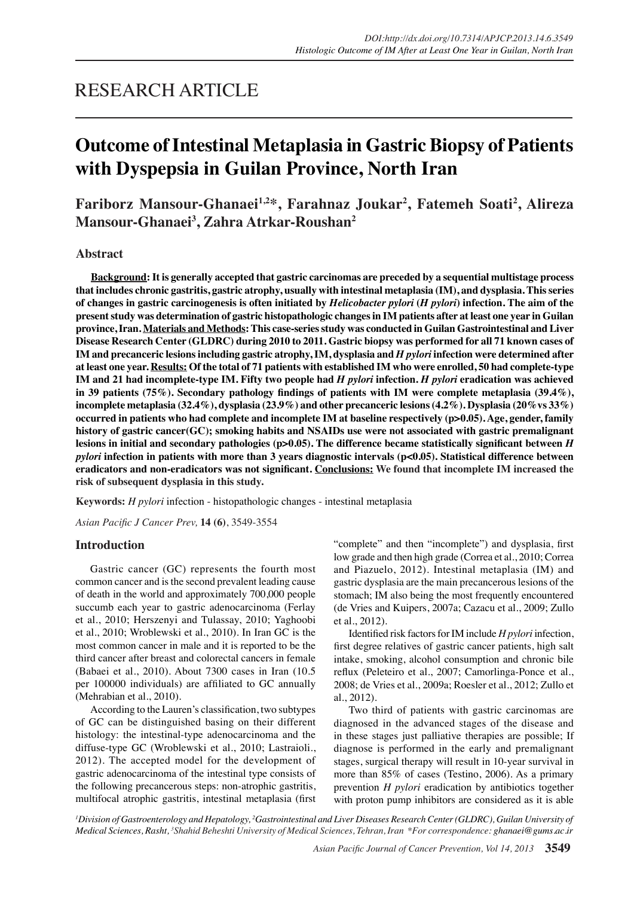RESEARCH ARTICLE

# Outcome of Intestinal Metaplasia in Gastric Biopsy of Patients with Dyspepsia in Guilan Province, North Iran

**Fariborz Mansour-Ghanaei[1,2]*, Farahnaz Joukar[2], Fatemeh Soati[2], Alireza Mansour-Ghanaei[3], Zahra Atrkar-Roushan[2]**

## Abstract

**Background: It is generally accepted that gastric carcinomas are preceded by a sequential multistage process that includes chronic gastritis, gastric atrophy, usually with intestinal metaplasia (IM), and dysplasia. This series of changes in gastric carcinogenesis is often initiated by *Helicobacter pylori* (*H pylori*) infection. The aim of the present study was determination of gastric histopathologic changes in IM patients after at least one year in Guilan province, Iran. Materials and Methods: This case-series study was conducted in Guilan Gastrointestinal and Liver Disease Research Center (GLDRC) during 2010 to 2011. Gastric biopsy was performed for all 71 known cases of IM and precanceric lesions including gastric atrophy, IM, dysplasia and *H pylori* infection were determined after at least one year. Results: Of the total of 71 patients with established IM who were enrolled, 50 had complete-type IM and 21 had incomplete-type IM. Fifty two people had *H pylori* infection. *H pylori* eradication was achieved in 39 patients (75%). Secondary pathology findings of patients with IM were complete metaplasia (39.4%), incomplete metaplasia (32.4%), dysplasia (23.9%) and other precanceric lesions (4.2%). Dysplasia (20% vs 33%) occurred in patients who had complete and incomplete IM at baseline respectively (p>0.05). Age, gender, family history of gastric cancer(GC); smoking habits and NSAIDs use were not associated with gastric premalignant lesions in initial and secondary pathologies (p>0.05). The difference became statistically significant between *H pylori* infection in patients with more than 3 years diagnostic intervals (p<0.05). Statistical difference between eradicators and non-eradicators was not significant. Conclusions: We found that incomplete IM increased the risk of subsequent dysplasia in this study.**

**Keywords:** *H pylori* infection - histopathologic changes - intestinal metaplasia

*Asian Pacific J Cancer Prev,* **14 (6)**, 3549-3554

## Introduction

Gastric cancer (GC) represents the fourth most common cancer and is the second prevalent leading cause of death in the world and approximately 700,000 people succumb each year to gastric adenocarcinoma (Ferlay et al., 2010; Herszenyi and Tulassay, 2010; Yaghoobi et al., 2010; Wroblewski et al., 2010). In Iran GC is the most common cancer in male and it is reported to be the third cancer after breast and colorectal cancers in female (Babaei et al., 2010). About 7300 cases in Iran (10.5 per 100000 individuals) are affiliated to GC annually (Mehrabian et al., 2010).

According to the Lauren's classification, two subtypes of GC can be distinguished basing on their different histology: the intestinal-type adenocarcinoma and the diffuse-type GC (Wroblewski et al., 2010; Lastraioli., 2012). The accepted model for the development of gastric adenocarcinoma of the intestinal type consists of the following precancerous steps: non-atrophic gastritis, multifocal atrophic gastritis, intestinal metaplasia (first "complete" and then "incomplete") and dysplasia, first low grade and then high grade (Correa et al., 2010; Correa and Piazuelo, 2012). Intestinal metaplasia (IM) and gastric dysplasia are the main precancerous lesions of the stomach; IM also being the most frequently encountered (de Vries and Kuipers, 2007a; Cazacu et al., 2009; Zullo et al., 2012).

Identified risk factors for IM include *H pylori* infection, first degree relatives of gastric cancer patients, high salt intake, smoking, alcohol consumption and chronic bile reflux (Peleteiro et al., 2007; Camorlinga-Ponce et al., 2008; de Vries et al., 2009a; Roesler et al., 2012; Zullo et al., 2012).

Two third of patients with gastric carcinomas are diagnosed in the advanced stages of the disease and in these stages just palliative therapies are possible; If diagnose is performed in the early and premalignant stages, surgical therapy will result in 10-year survival in more than 85% of cases (Testino, 2006). As a primary prevention *H pylori* eradication by antibiotics together with proton pump inhibitors are considered as it is able

*[1]Division of Gastroenterology and Hepatology, [2]Gastrointestinal and Liver Diseases Research Center (GLDRC), Guilan University of Medical Sciences, Rasht, [3]Shahid Beheshti University of Medical Sciences, Tehran, Iran \*For correspondence: ghanaei@gums.ac.ir*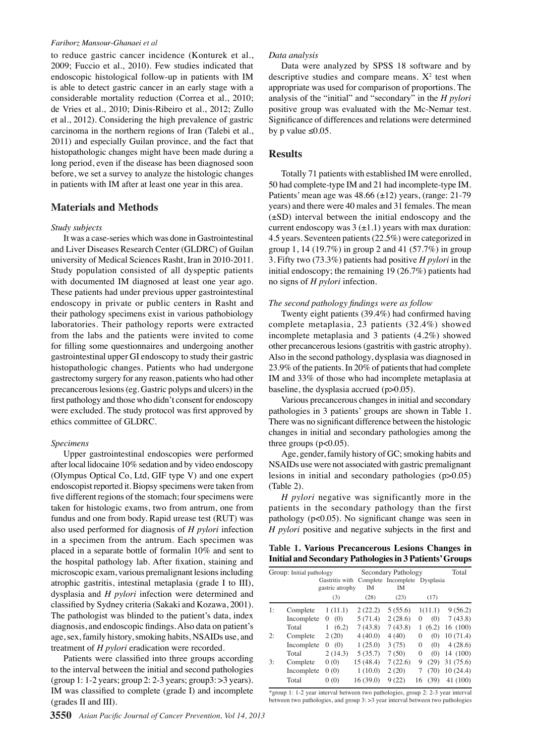to reduce gastric cancer incidence (Konturek et al., 2009; Fuccio et al., 2010). Few studies indicated that endoscopic histological follow-up in patients with IM is able to detect gastric cancer in an early stage with a considerable mortality reduction (Correa et al., 2010; de Vries et al., 2010; Dinis-Ribeiro et al., 2012; Zullo et al., 2012). Considering the high prevalence of gastric carcinoma in the northern regions of Iran (Talebi et al., 2011) and especially Guilan province, and the fact that histopathologic changes might have been made during a long period, even if the disease has been diagnosed soon before, we set a survey to analyze the histologic changes in patients with IM after at least one year in this area.

## Materials and Methods

### *Study subjects*

It was a case-series which was done in Gastrointestinal and Liver Diseases Research Center (GLDRC) of Guilan university of Medical Sciences Rasht, Iran in 2010-2011. Study population consisted of all dyspeptic patients with documented IM diagnosed at least one year ago. These patients had under previous upper gastrointestinal endoscopy in private or public centers in Rasht and their pathology specimens exist in various pathobiology laboratories. Their pathology reports were extracted from the labs and the patients were invited to come for filling some questionnaires and undergoing another gastrointestinal upper GI endoscopy to study their gastric histopathologic changes. Patients who had undergone gastrectomy surgery for any reason, patients who had other precancerous lesions (eg. Gastric polyps and ulcers) in the first pathology and those who didn't consent for endoscopy were excluded. The study protocol was first approved by ethics committee of GLDRC.

### *Specimens*

Upper gastrointestinal endoscopies were performed after local lidocaine 10% sedation and by video endoscopy (Olympus Optical Co, Ltd, GIF type V) and one expert endoscopist reported it. Biopsy specimens were taken from five different regions of the stomach; four specimens were taken for histologic exams, two from antrum, one from fundus and one from body. Rapid urease test (RUT) was also used performed for diagnosis of *H pylori* infection in a specimen from the antrum. Each specimen was placed in a separate bottle of formalin 10% and sent to the hospital pathology lab. After fixation, staining and microscopic exam, various premalignant lesions including atrophic gastritis, intestinal metaplasia (grade I to III), dysplasia and *H pylori* infection were determined and classified by Sydney criteria (Sakaki and Kozawa, 2001). The pathologist was blinded to the patient's data, index diagnosis, and endoscopic findings. Also data on patient's age, sex, family history, smoking habits, NSAIDs use, and treatment of *H pylori* eradication were recorded.

Patients were classified into three groups according to the interval between the initial and second pathologies (group 1: 1-2 years; group 2: 2-3 years; group3: >3 years). IM was classified to complete (grade I) and incomplete (grades II and III).

### *Data analysis*

Data were analyzed by SPSS 18 software and by descriptive studies and compare means. $X^2$ test when appropriate was used for comparison of proportions. The analysis of the "initial" and "secondary" in the *H pylori* positive group was evaluated with the Mc-Nemar test. Significance of differences and relations were determined by p value $\leq 0.05$.

## Results

Totally 71 patients with established IM were enrolled, 50 had complete-type IM and 21 had incomplete-type IM. Patients' mean age was 48.66 (±12) years, (range: 21-79 years) and there were 40 males and 31 females. The mean (±SD) interval between the initial endoscopy and the current endoscopy was 3 (±1.1) years with max duration: 4.5 years. Seventeen patients (22.5%) were categorized in group 1, 14 (19.7%) in group 2 and 41 (57.7%) in group 3. Fifty two (73.3%) patients had positive *H pylori* in the initial endoscopy; the remaining 19 (26.7%) patients had no signs of *H pylori* infection.

### *The second pathology findings were as follow*

Twenty eight patients (39.4%) had confirmed having complete metaplasia, 23 patients (32.4%) showed incomplete metaplasia and 3 patients (4.2%) showed other precancerous lesions (gastritis with gastric atrophy). Also in the second pathology, dysplasia was diagnosed in 23.9% of the patients. In 20% of patients that had complete IM and 33% of those who had incomplete metaplasia at baseline, the dysplasia accrued (p>0.05).

Various precancerous changes in initial and secondary pathologies in 3 patients' groups are shown in Table 1. There was no significant difference between the histologic changes in initial and secondary pathologies among the three groups ($p<0.05$).

Age, gender, family history of GC; smoking habits and NSAIDs use were not associated with gastric premalignant lesions in initial and secondary pathologies ($p>0.05$) (Table 2).

*H pylori* negative was significantly more in the patients in the secondary pathology than the first pathology ($p<0.05$). No significant change was seen in *H pylori* positive and negative subjects in the first and

**Table 1. Various Precancerous Lesions Changes in Initial and Secondary Pathologies in 3 Patients' Groups**

| Group: | Initial pathology | Secondary Pathology | | | | Total |
|---|---|---|---|---|---|---|
| | | Gastritis with gastric atrophy | Complete IM | Incomplete IM | Dysplasia | |
| | | (3) | (28) | (23) | (17) | |
| 1: | Complete | 1 (11.1) | 2 (22.2) | 5 (55.6) | 1(11.1) | 9 (56.2) |
| | Incomplete | 0 (0) | 5 (71.4) | 2 (28.6) | 0 (0) | 7 (43.8) |
| | Total | 1 (6.2) | 7 (43.8) | 7 (43.8) | 1 (6.2) | 16 (100) |
| 2: | Complete | 2 (20) | 4 (40.0) | 4 (40) | 0 (0) | 10 (71.4) |
| | Incomplete | 0 (0) | 1 (25.0) | 3 (75) | 0 (0) | 4 (28.6) |
| | Total | 2 (14.3) | 5 (35.7) | 7 (50) | 0 (0) | 14 (100) |
| 3: | Complete | 0 (0) | 15 (48.4) | 7 (22.6) | 9 (29) | 31 (75.6) |
| | Incomplete | 0 (0) | 1 (10.0) | 2 (20) | 7 (70) | 10 (24.4) |
| | Total | 0 (0) | 16 (39.0) | 9 (22) | 16 (39) | 41 (100) |

*group 1: 1-2 year interval between two pathologies, group 2: 2-3 year interval between two pathologies, and group 3: >3 year interval between two pathologies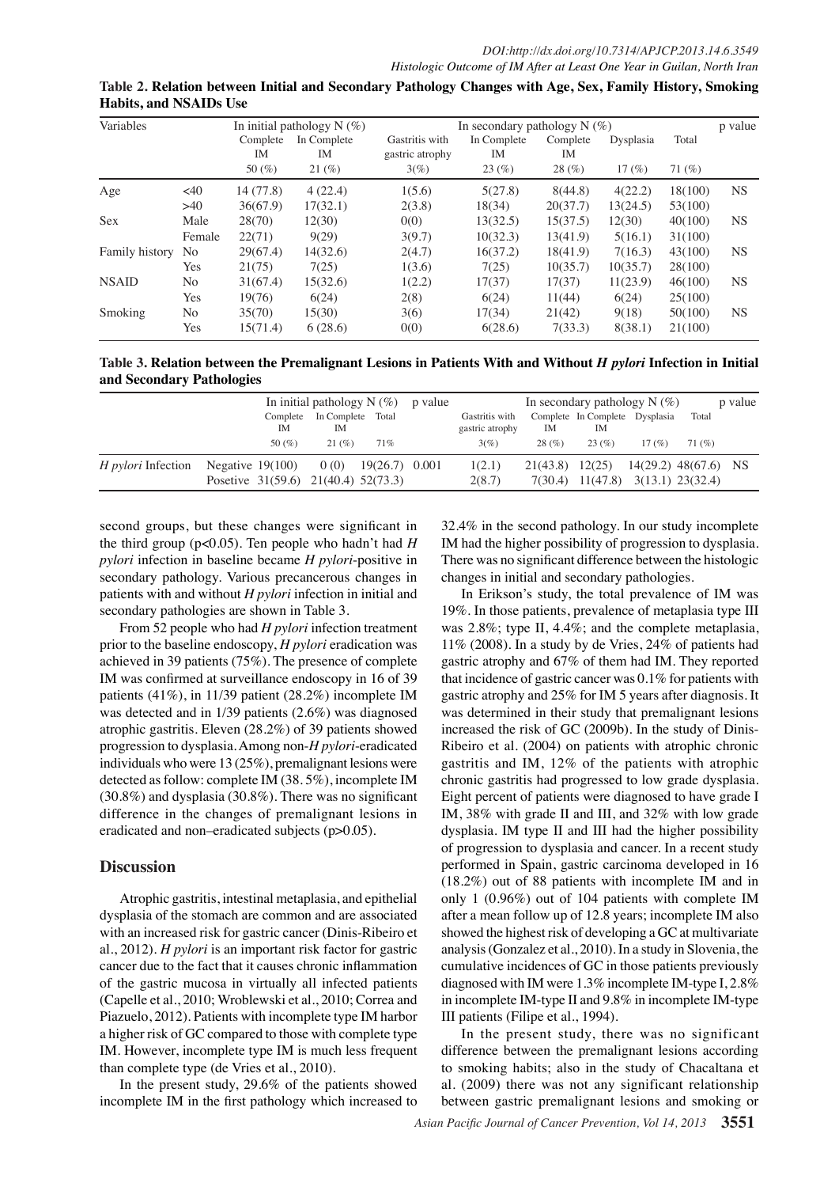**Table 2. Relation between Initial and Secondary Pathology Changes with Age, Sex, Family History, Smoking Habits, and NSAIDs Use**

| Variables | | In initial pathology N (%) | | In secondary pathology N (%) | | | | | p value |
|---|---|---|---|---|---|---|---|---|---|
| | | Complete IM | In Complete IM | Gastritis with gastric atrophy | In Complete IM | Complete IM | Dysplasia | Total | |
| | | 50 (%) | 21 (%) | 3(%) | 23 (%) | 28 (%) | 17 (%) | 71 (%) | |
| Age | <40 | 14 (77.8) | 4 (22.4) | 1(5.6) | 5(27.8) | 8(44.8) | 4(22.2) | 18(100) | NS |
| | >40 | 36(67.9) | 17(32.1) | 2(3.8) | 18(34) | 20(37.7) | 13(24.5) | 53(100) | |
| Sex | Male | 28(70) | 12(30) | 0(0) | 13(32.5) | 15(37.5) | 12(30) | 40(100) | NS |
| | Female | 22(71) | 9(29) | 3(9.7) | 10(32.3) | 13(41.9) | 5(16.1) | 31(100) | |
| Family history | No | 29(67.4) | 14(32.6) | 2(4.7) | 16(37.2) | 18(41.9) | 7(16.3) | 43(100) | NS |
| | Yes | 21(75) | 7(25) | 1(3.6) | 7(25) | 10(35.7) | 10(35.7) | 28(100) | |
| NSAID | No | 31(67.4) | 15(32.6) | 1(2.2) | 17(37) | 17(37) | 11(23.9) | 46(100) | NS |
| | Yes | 19(76) | 6(24) | 2(8) | 6(24) | 11(44) | 6(24) | 25(100) | |
| Smoking | No | 35(70) | 15(30) | 3(6) | 17(34) | 21(42) | 9(18) | 50(100) | NS |
| | Yes | 15(71.4) | 6 (28.6) | 0(0) | 6(28.6) | 7(33.3) | 8(38.1) | 21(100) | |

**Table 3. Relation between the Premalignant Lesions in Patients With and Without *H pylori* Infection in Initial and Secondary Pathologies**

| | | In initial pathology N (%) | | | p value | In secondary pathology N (%) | | | | | p value |
|---|---|---|---|---|---|---|---|---|---|---|---|
| | | Complete IM | In Complete IM | Total | | Gastritis with gastric atrophy | Complete IM | In Complete IM | Dysplasia | Total | |
| | | 50 (%) | 21 (%) | 71% | | 3(%) | 28 (%) | 23 (%) | 17 (%) | 71 (%) | |
| *H pylori* Infection | Negative | 19(100) | 0 (0) | 19(26.7) | 0.001 | 1(2.1) | 21(43.8) | 12(25) | 14(29.2) | 48(67.6) | NS |
| | Posetive | 31(59.6) | 21(40.4) | 52(73.3) | | 2(8.7) | 7(30.4) | 11(47.8) | 3(13.1) | 23(32.4) | |

second groups, but these changes were significant in the third group ($p<0.05$). Ten people who hadn't had *H pylori* infection in baseline became *H pylori*-positive in secondary pathology. Various precancerous changes in patients with and without *H pylori* infection in initial and secondary pathologies are shown in Table 3.

From 52 people who had *H pylori* infection treatment prior to the baseline endoscopy, *H pylori* eradication was achieved in 39 patients (75%). The presence of complete IM was confirmed at surveillance endoscopy in 16 of 39 patients (41%), in 11/39 patient (28.2%) incomplete IM was detected and in 1/39 patients (2.6%) was diagnosed atrophic gastritis. Eleven (28.2%) of 39 patients showed progression to dysplasia. Among non-*H pylori*-eradicated individuals who were 13 (25%), premalignant lesions were detected as follow: complete IM (38. 5%), incomplete IM (30.8%) and dysplasia (30.8%). There was no significant difference in the changes of premalignant lesions in eradicated and non–eradicated subjects ($p>0.05$).

## Discussion

Atrophic gastritis, intestinal metaplasia, and epithelial dysplasia of the stomach are common and are associated with an increased risk for gastric cancer (Dinis-Ribeiro et al., 2012). *H pylori* is an important risk factor for gastric cancer due to the fact that it causes chronic inflammation of the gastric mucosa in virtually all infected patients (Capelle et al., 2010; Wroblewski et al., 2010; Correa and Piazuelo, 2012). Patients with incomplete type IM harbor a higher risk of GC compared to those with complete type IM. However, incomplete type IM is much less frequent than complete type (de Vries et al., 2010).

In the present study, 29.6% of the patients showed incomplete IM in the first pathology which increased to 32.4% in the second pathology. In our study incomplete IM had the higher possibility of progression to dysplasia. There was no significant difference between the histologic changes in initial and secondary pathologies.

In Erikson's study, the total prevalence of IM was 19%. In those patients, prevalence of metaplasia type III was 2.8%; type II, 4.4%; and the complete metaplasia, 11% (2008). In a study by de Vries, 24% of patients had gastric atrophy and 67% of them had IM. They reported that incidence of gastric cancer was 0.1% for patients with gastric atrophy and 25% for IM 5 years after diagnosis. It was determined in their study that premalignant lesions increased the risk of GC (2009b). In the study of Dinis-Ribeiro et al. (2004) on patients with atrophic chronic gastritis and IM, 12% of the patients with atrophic chronic gastritis had progressed to low grade dysplasia. Eight percent of patients were diagnosed to have grade I IM, 38% with grade II and III, and 32% with low grade dysplasia. IM type II and III had the higher possibility of progression to dysplasia and cancer. In a recent study performed in Spain, gastric carcinoma developed in 16 (18.2%) out of 88 patients with incomplete IM and in only 1 (0.96%) out of 104 patients with complete IM after a mean follow up of 12.8 years; incomplete IM also showed the highest risk of developing a GC at multivariate analysis (Gonzalez et al., 2010). In a study in Slovenia, the cumulative incidences of GC in those patients previously diagnosed with IM were 1.3% incomplete IM-type I, 2.8% in incomplete IM-type II and 9.8% in incomplete IM-type III patients (Filipe et al., 1994).

In the present study, there was no significant difference between the premalignant lesions according to smoking habits; also in the study of Chacaltana et al. (2009) there was not any significant relationship between gastric premalignant lesions and smoking or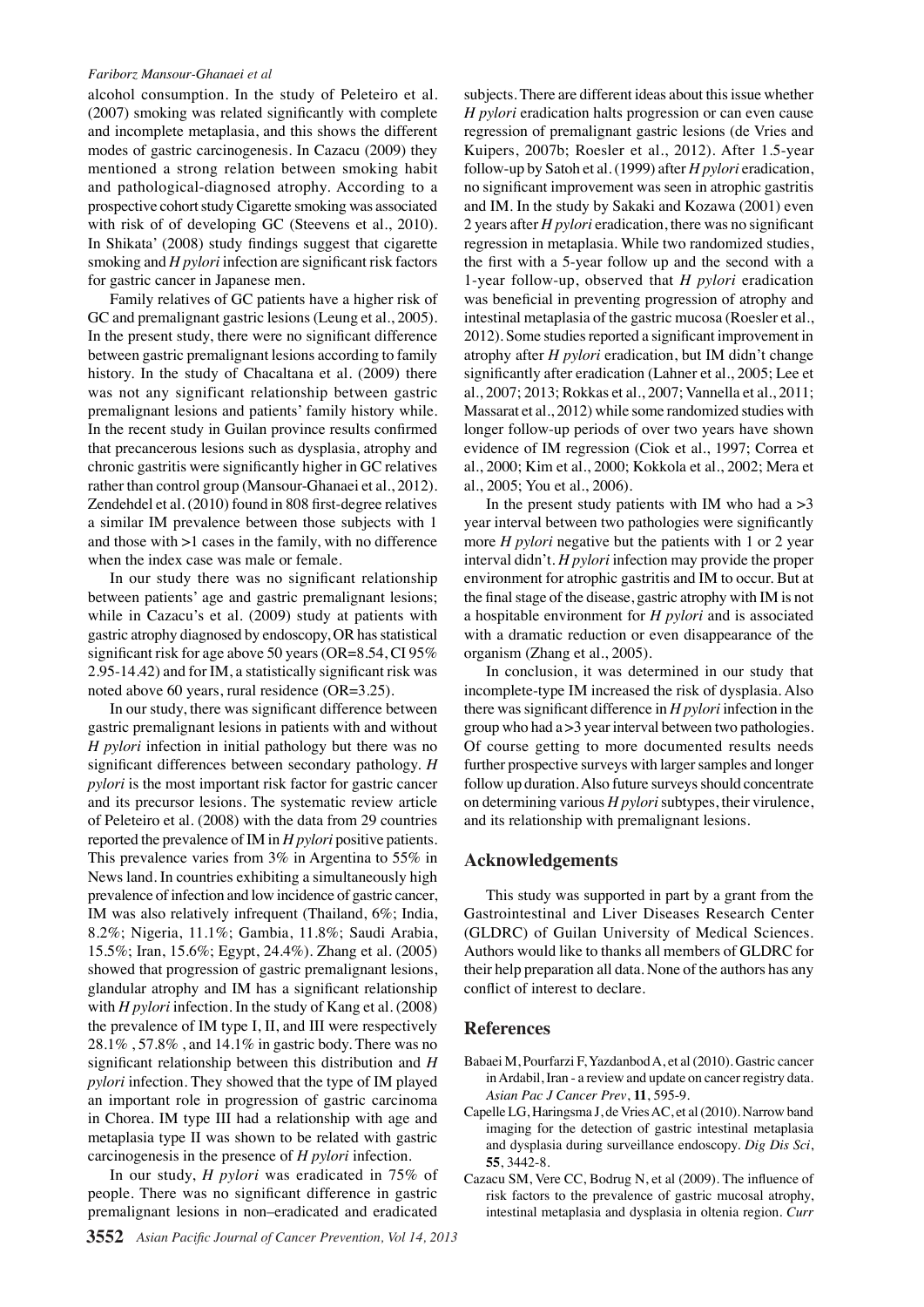alcohol consumption. In the study of Peleteiro et al. (2007) smoking was related significantly with complete and incomplete metaplasia, and this shows the different modes of gastric carcinogenesis. In Cazacu (2009) they mentioned a strong relation between smoking habit and pathological-diagnosed atrophy. According to a prospective cohort study Cigarette smoking was associated with risk of of developing GC (Steevens et al., 2010). In Shikata' (2008) study findings suggest that cigarette smoking and *H pylori* infection are significant risk factors for gastric cancer in Japanese men.

Family relatives of GC patients have a higher risk of GC and premalignant gastric lesions (Leung et al., 2005). In the present study, there were no significant difference between gastric premalignant lesions according to family history. In the study of Chacaltana et al. (2009) there was not any significant relationship between gastric premalignant lesions and patients' family history while. In the recent study in Guilan province results confirmed that precancerous lesions such as dysplasia, atrophy and chronic gastritis were significantly higher in GC relatives rather than control group (Mansour-Ghanaei et al., 2012). Zendehdel et al. (2010) found in 808 first-degree relatives a similar IM prevalence between those subjects with 1 and those with >1 cases in the family, with no difference when the index case was male or female.

In our study there was no significant relationship between patients' age and gastric premalignant lesions; while in Cazacu's et al. (2009) study at patients with gastric atrophy diagnosed by endoscopy, OR has statistical significant risk for age above 50 years (OR=8.54, CI 95% 2.95-14.42) and for IM, a statistically significant risk was noted above 60 years, rural residence (OR=3.25).

In our study, there was significant difference between gastric premalignant lesions in patients with and without *H pylori* infection in initial pathology but there was no significant differences between secondary pathology. *H pylori* is the most important risk factor for gastric cancer and its precursor lesions. The systematic review article of Peleteiro et al. (2008) with the data from 29 countries reported the prevalence of IM in *H pylori* positive patients. This prevalence varies from 3% in Argentina to 55% in News land. In countries exhibiting a simultaneously high prevalence of infection and low incidence of gastric cancer, IM was also relatively infrequent (Thailand, 6%; India, 8.2%; Nigeria, 11.1%; Gambia, 11.8%; Saudi Arabia, 15.5%; Iran, 15.6%; Egypt, 24.4%). Zhang et al. (2005) showed that progression of gastric premalignant lesions, glandular atrophy and IM has a significant relationship with *H pylori* infection. In the study of Kang et al. (2008) the prevalence of IM type I, II, and III were respectively 28.1% , 57.8% , and 14.1% in gastric body. There was no significant relationship between this distribution and *H pylori* infection. They showed that the type of IM played an important role in progression of gastric carcinoma in Chorea. IM type III had a relationship with age and metaplasia type II was shown to be related with gastric carcinogenesis in the presence of *H pylori* infection.

In our study, *H pylori* was eradicated in 75% of people. There was no significant difference in gastric premalignant lesions in non–eradicated and eradicated subjects. There are different ideas about this issue whether *H pylori* eradication halts progression or can even cause regression of premalignant gastric lesions (de Vries and Kuipers, 2007b; Roesler et al., 2012). After 1.5-year follow-up by Satoh et al. (1999) after *H pylori* eradication, no significant improvement was seen in atrophic gastritis and IM. In the study by Sakaki and Kozawa (2001) even 2 years after *H pylori* eradication, there was no significant regression in metaplasia. While two randomized studies, the first with a 5-year follow up and the second with a 1-year follow-up, observed that *H pylori* eradication was beneficial in preventing progression of atrophy and intestinal metaplasia of the gastric mucosa (Roesler et al., 2012). Some studies reported a significant improvement in atrophy after *H pylori* eradication, but IM didn't change significantly after eradication (Lahner et al., 2005; Lee et al., 2007; 2013; Rokkas et al., 2007; Vannella et al., 2011; Massarat et al., 2012) while some randomized studies with longer follow-up periods of over two years have shown evidence of IM regression (Ciok et al., 1997; Correa et al., 2000; Kim et al., 2000; Kokkola et al., 2002; Mera et al., 2005; You et al., 2006).

In the present study patients with IM who had a >3 year interval between two pathologies were significantly more *H pylori* negative but the patients with 1 or 2 year interval didn't. *H pylori* infection may provide the proper environment for atrophic gastritis and IM to occur. But at the final stage of the disease, gastric atrophy with IM is not a hospitable environment for *H pylori* and is associated with a dramatic reduction or even disappearance of the organism (Zhang et al., 2005).

In conclusion, it was determined in our study that incomplete-type IM increased the risk of dysplasia. Also there was significant difference in *H pylori* infection in the group who had a >3 year interval between two pathologies. Of course getting to more documented results needs further prospective surveys with larger samples and longer follow up duration. Also future surveys should concentrate on determining various *H pylori* subtypes, their virulence, and its relationship with premalignant lesions.

## Acknowledgements

This study was supported in part by a grant from the Gastrointestinal and Liver Diseases Research Center (GLDRC) of Guilan University of Medical Sciences. Authors would like to thanks all members of GLDRC for their help preparation all data. None of the authors has any conflict of interest to declare.

## References

Babaei M, Pourfarzi F, Yazdanbod A, et al (2010). Gastric cancer in Ardabil, Iran - a review and update on cancer registry data. *Asian Pac J Cancer Prev*, **11**, 595-9.

Capelle LG, Haringsma J, de Vries AC, et al (2010). Narrow band imaging for the detection of gastric intestinal metaplasia and dysplasia during surveillance endoscopy. *Dig Dis Sci*, **55**, 3442-8.

Cazacu SM, Vere CC, Bodrug N, et al (2009). The influence of risk factors to the prevalence of gastric mucosal atrophy, intestinal metaplasia and dysplasia in oltenia region. *Curr*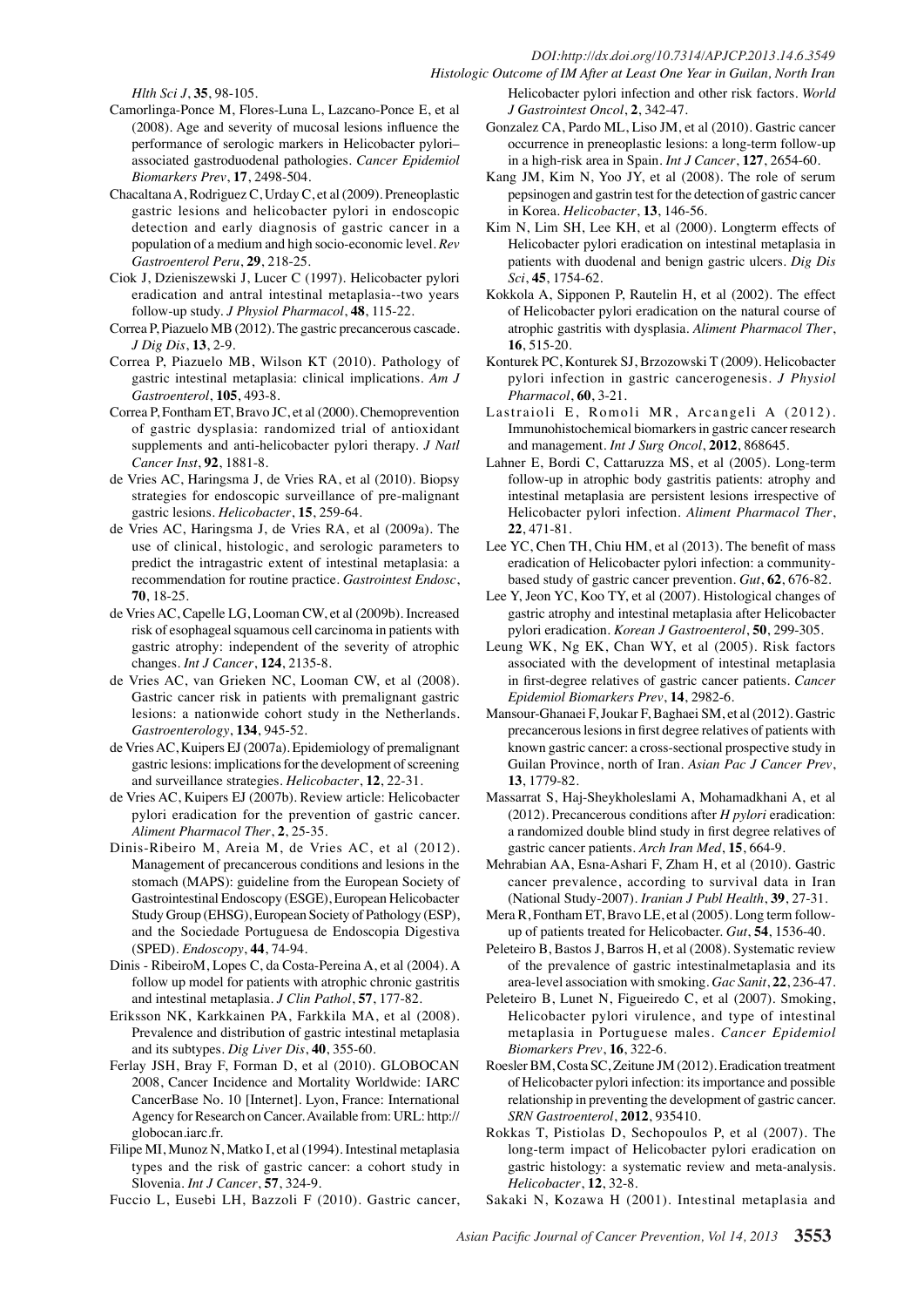Hlth Sci J, **35**, 98-105.

Camorlinga-Ponce M, Flores-Luna L, Lazcano-Ponce E, et al (2008). Age and severity of mucosal lesions influence the performance of serologic markers in Helicobacter pylori–associated gastroduodenal pathologies. *Cancer Epidemiol Biomarkers Prev*, **17**, 2498-504.

Chacaltana A, Rodriguez C, Urday C, et al (2009). Preneoplastic gastric lesions and helicobacter pylori in endoscopic detection and early diagnosis of gastric cancer in a population of a medium and high socio-economic level. *Rev Gastroenterol Peru*, **29**, 218-25.

Ciok J, Dzieniszewski J, Lucer C (1997). Helicobacter pylori eradication and antral intestinal metaplasia--two years follow-up study. *J Physiol Pharmacol*, **48**, 115-22.

Correa P, Piazuelo MB (2012). The gastric precancerous cascade. *J Dig Dis*, **13**, 2-9.

Correa P, Piazuelo MB, Wilson KT (2010). Pathology of gastric intestinal metaplasia: clinical implications. *Am J Gastroenterol*, **105**, 493-8.

Correa P, Fontham ET, Bravo JC, et al (2000). Chemoprevention of gastric dysplasia: randomized trial of antioxidant supplements and anti-helicobacter pylori therapy. *J Natl Cancer Inst*, **92**, 1881-8.

de Vries AC, Haringsma J, de Vries RA, et al (2010). Biopsy strategies for endoscopic surveillance of pre-malignant gastric lesions. *Helicobacter*, **15**, 259-64.

de Vries AC, Haringsma J, de Vries RA, et al (2009a). The use of clinical, histologic, and serologic parameters to predict the intragastric extent of intestinal metaplasia: a recommendation for routine practice. *Gastrointest Endosc*, **70**, 18-25.

de Vries AC, Capelle LG, Looman CW, et al (2009b). Increased risk of esophageal squamous cell carcinoma in patients with gastric atrophy: independent of the severity of atrophic changes. *Int J Cancer*, **124**, 2135-8.

de Vries AC, van Grieken NC, Looman CW, et al (2008). Gastric cancer risk in patients with premalignant gastric lesions: a nationwide cohort study in the Netherlands. *Gastroenterology*, **134**, 945-52.

de Vries AC, Kuipers EJ (2007a). Epidemiology of premalignant gastric lesions: implications for the development of screening and surveillance strategies. *Helicobacter*, **12**, 22-31.

de Vries AC, Kuipers EJ (2007b). Review article: Helicobacter pylori eradication for the prevention of gastric cancer. *Aliment Pharmacol Ther*, **2**, 25-35.

Dinis-Ribeiro M, Areia M, de Vries AC, et al (2012). Management of precancerous conditions and lesions in the stomach (MAPS): guideline from the European Society of Gastrointestinal Endoscopy (ESGE), European Helicobacter Study Group (EHSG), European Society of Pathology (ESP), and the Sociedade Portuguesa de Endoscopia Digestiva (SPED). *Endoscopy*, **44**, 74-94.

Dinis - RibeiroM, Lopes C, da Costa-Pereina A, et al (2004). A follow up model for patients with atrophic chronic gastritis and intestinal metaplasia. *J Clin Pathol*, **57**, 177-82.

Eriksson NK, Karkkainen PA, Farkkila MA, et al (2008). Prevalence and distribution of gastric intestinal metaplasia and its subtypes. *Dig Liver Dis*, **40**, 355-60.

Ferlay JSH, Bray F, Forman D, et al (2010). GLOBOCAN 2008, Cancer Incidence and Mortality Worldwide: IARC CancerBase No. 10 [Internet]. Lyon, France: International Agency for Research on Cancer. Available from: URL: http://globocan.iarc.fr.

Filipe MI, Munoz N, Matko I, et al (1994). Intestinal metaplasia types and the risk of gastric cancer: a cohort study in Slovenia. *Int J Cancer*, **57**, 324-9.

Fuccio L, Eusebi LH, Bazzoli F (2010). Gastric cancer, Helicobacter pylori infection and other risk factors. *World J Gastrointest Oncol*, **2**, 342-47.

Gonzalez CA, Pardo ML, Liso JM, et al (2010). Gastric cancer occurrence in preneoplastic lesions: a long-term follow-up in a high-risk area in Spain. *Int J Cancer*, **127**, 2654-60.

Kang JM, Kim N, Yoo JY, et al (2008). The role of serum pepsinogen and gastrin test for the detection of gastric cancer in Korea. *Helicobacter*, **13**, 146-56.

Kim N, Lim SH, Lee KH, et al (2000). Longterm effects of Helicobacter pylori eradication on intestinal metaplasia in patients with duodenal and benign gastric ulcers. *Dig Dis Sci*, **45**, 1754-62.

Kokkola A, Sipponen P, Rautelin H, et al (2002). The effect of Helicobacter pylori eradication on the natural course of atrophic gastritis with dysplasia. *Aliment Pharmacol Ther*, **16**, 515-20.

Konturek PC, Konturek SJ, Brzozowski T (2009). Helicobacter pylori infection in gastric cancerogenesis. *J Physiol Pharmacol*, **60**, 3-21.

Lastraioli E, Romoli MR, Arcangeli A (2012). Immunohistochemical biomarkers in gastric cancer research and management. *Int J Surg Oncol*, **2012**, 868645.

Lahner E, Bordi C, Cattaruzza MS, et al (2005). Long-term follow-up in atrophic body gastritis patients: atrophy and intestinal metaplasia are persistent lesions irrespective of Helicobacter pylori infection. *Aliment Pharmacol Ther*, **22**, 471-81.

Lee YC, Chen TH, Chiu HM, et al (2013). The benefit of mass eradication of Helicobacter pylori infection: a community-based study of gastric cancer prevention. *Gut*, **62**, 676-82.

Lee Y, Jeon YC, Koo TY, et al (2007). Histological changes of gastric atrophy and intestinal metaplasia after Helicobacter pylori eradication. *Korean J Gastroenterol*, **50**, 299-305.

Leung WK, Ng EK, Chan WY, et al (2005). Risk factors associated with the development of intestinal metaplasia in first-degree relatives of gastric cancer patients. *Cancer Epidemiol Biomarkers Prev*, **14**, 2982-6.

Mansour-Ghanaei F, Joukar F, Baghaei SM, et al (2012). Gastric precancerous lesions in first degree relatives of patients with known gastric cancer: a cross-sectional prospective study in Guilan Province, north of Iran. *Asian Pac J Cancer Prev*, **13**, 1779-82.

Massarrat S, Haj-Sheykholeslami A, Mohamadkhani A, et al (2012). Precancerous conditions after *H pylori* eradication: a randomized double blind study in first degree relatives of gastric cancer patients. *Arch Iran Med*, **15**, 664-9.

Mehrabian AA, Esna-Ashari F, Zham H, et al (2010). Gastric cancer prevalence, according to survival data in Iran (National Study-2007). *Iranian J Publ Health*, **39**, 27-31.

Mera R, Fontham ET, Bravo LE, et al (2005). Long term follow-up of patients treated for Helicobacter. *Gut*, **54**, 1536-40.

Peleteiro B, Bastos J, Barros H, et al (2008). Systematic review of the prevalence of gastric intestinalmetaplasia and its area-level association with smoking. *Gac Sanit*, **22**, 236-47.

Peleteiro B, Lunet N, Figueiredo C, et al (2007). Smoking, Helicobacter pylori virulence, and type of intestinal metaplasia in Portuguese males. *Cancer Epidemiol Biomarkers Prev*, **16**, 322-6.

Roesler BM, Costa SC, Zeitune JM (2012). Eradication treatment of Helicobacter pylori infection: its importance and possible relationship in preventing the development of gastric cancer. *SRN Gastroenterol*, **2012**, 935410.

Rokkas T, Pistiolas D, Sechopoulos P, et al (2007). The long-term impact of Helicobacter pylori eradication on gastric histology: a systematic review and meta-analysis. *Helicobacter*, **12**, 32-8.

Sakaki N, Kozawa H (2001). Intestinal metaplasia and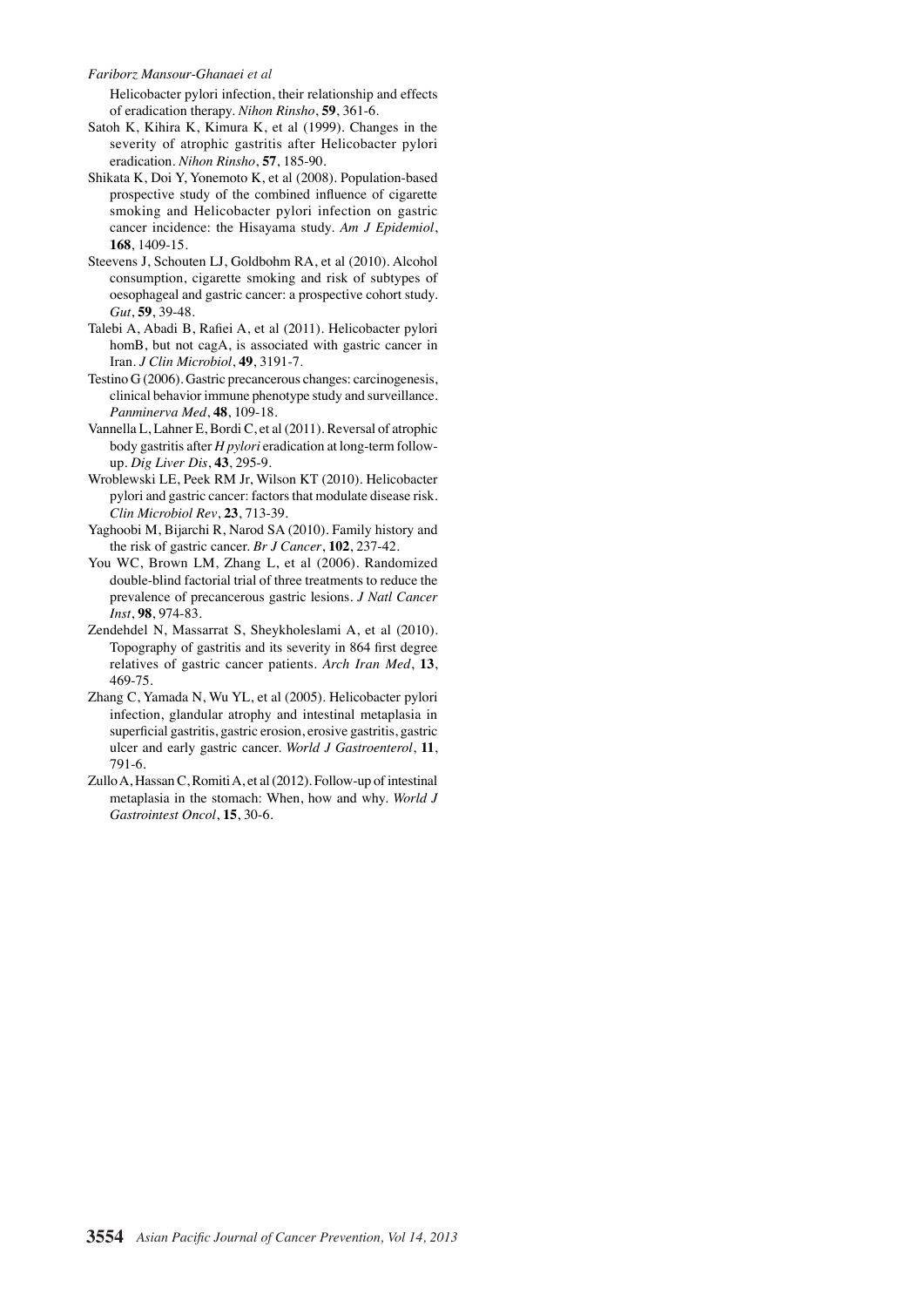Helicobacter pylori infection, their relationship and effects of eradication therapy. *Nihon Rinsho*, **59**, 361-6.

Satoh K, Kihira K, Kimura K, et al (1999). Changes in the severity of atrophic gastritis after Helicobacter pylori eradication. *Nihon Rinsho*, **57**, 185-90.

Shikata K, Doi Y, Yonemoto K, et al (2008). Population-based prospective study of the combined influence of cigarette smoking and Helicobacter pylori infection on gastric cancer incidence: the Hisayama study. *Am J Epidemiol*, **168**, 1409-15.

Steevens J, Schouten LJ, Goldbohm RA, et al (2010). Alcohol consumption, cigarette smoking and risk of subtypes of oesophageal and gastric cancer: a prospective cohort study. *Gut*, **59**, 39-48.

Talebi A, Abadi B, Rafiei A, et al (2011). Helicobacter pylori homB, but not cagA, is associated with gastric cancer in Iran. *J Clin Microbiol*, **49**, 3191-7.

Testino G (2006). Gastric precancerous changes: carcinogenesis, clinical behavior immune phenotype study and surveillance. *Panminerva Med*, **48**, 109-18.

Vannella L, Lahner E, Bordi C, et al (2011). Reversal of atrophic body gastritis after *H pylori* eradication at long-term follow-up. *Dig Liver Dis*, **43**, 295-9.

Wroblewski LE, Peek RM Jr, Wilson KT (2010). Helicobacter pylori and gastric cancer: factors that modulate disease risk. *Clin Microbiol Rev*, **23**, 713-39.

Yaghoobi M, Bijarchi R, Narod SA (2010). Family history and the risk of gastric cancer. *Br J Cancer*, **102**, 237-42.

You WC, Brown LM, Zhang L, et al (2006). Randomized double-blind factorial trial of three treatments to reduce the prevalence of precancerous gastric lesions. *J Natl Cancer Inst*, **98**, 974-83.

Zendehdel N, Massarrat S, Sheykholeslami A, et al (2010). Topography of gastritis and its severity in 864 first degree relatives of gastric cancer patients. *Arch Iran Med*, **13**, 469-75.

Zhang C, Yamada N, Wu YL, et al (2005). Helicobacter pylori infection, glandular atrophy and intestinal metaplasia in superficial gastritis, gastric erosion, erosive gastritis, gastric ulcer and early gastric cancer. *World J Gastroenterol*, **11**, 791-6.

Zullo A, Hassan C, Romiti A, et al (2012). Follow-up of intestinal metaplasia in the stomach: When, how and why. *World J Gastrointest Oncol*, **15**, 30-6.